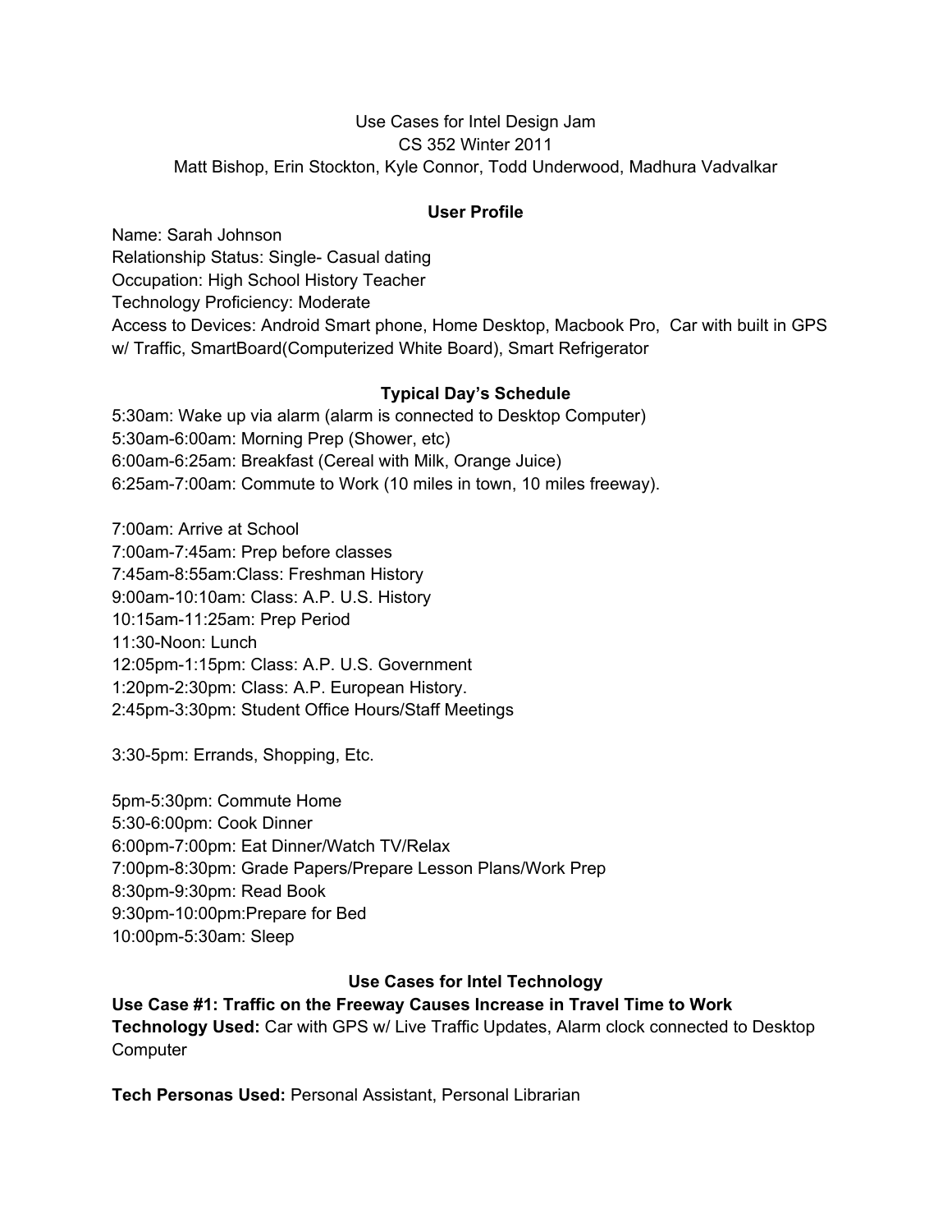Use Cases for Intel Design Jam
CS 352 Winter 2011
Matt Bishop, Erin Stockton, Kyle Connor, Todd Underwood, Madhura Vadvalkar

## User Profile

Name: Sarah Johnson
Relationship Status: Single- Casual dating
Occupation: High School History Teacher
Technology Proficiency: Moderate
Access to Devices: Android Smart phone, Home Desktop, Macbook Pro, Car with built in GPS w/ Traffic, SmartBoard(Computerized White Board), Smart Refrigerator

## Typical Day's Schedule

5:30am: Wake up via alarm (alarm is connected to Desktop Computer)
5:30am-6:00am: Morning Prep (Shower, etc)
6:00am-6:25am: Breakfast (Cereal with Milk, Orange Juice)
6:25am-7:00am: Commute to Work (10 miles in town, 10 miles freeway).

7:00am: Arrive at School
7:00am-7:45am: Prep before classes
7:45am-8:55am:Class: Freshman History
9:00am-10:10am: Class: A.P. U.S. History
10:15am-11:25am: Prep Period
11:30-Noon: Lunch
12:05pm-1:15pm: Class: A.P. U.S. Government
1:20pm-2:30pm: Class: A.P. European History.
2:45pm-3:30pm: Student Office Hours/Staff Meetings

3:30-5pm: Errands, Shopping, Etc.

5pm-5:30pm: Commute Home
5:30-6:00pm: Cook Dinner
6:00pm-7:00pm: Eat Dinner/Watch TV/Relax
7:00pm-8:30pm: Grade Papers/Prepare Lesson Plans/Work Prep
8:30pm-9:30pm: Read Book
9:30pm-10:00pm:Prepare for Bed
10:00pm-5:30am: Sleep

## Use Cases for Intel Technology

**Use Case #1: Traffic on the Freeway Causes Increase in Travel Time to Work**
**Technology Used:** Car with GPS w/ Live Traffic Updates, Alarm clock connected to Desktop Computer

**Tech Personas Used:** Personal Assistant, Personal Librarian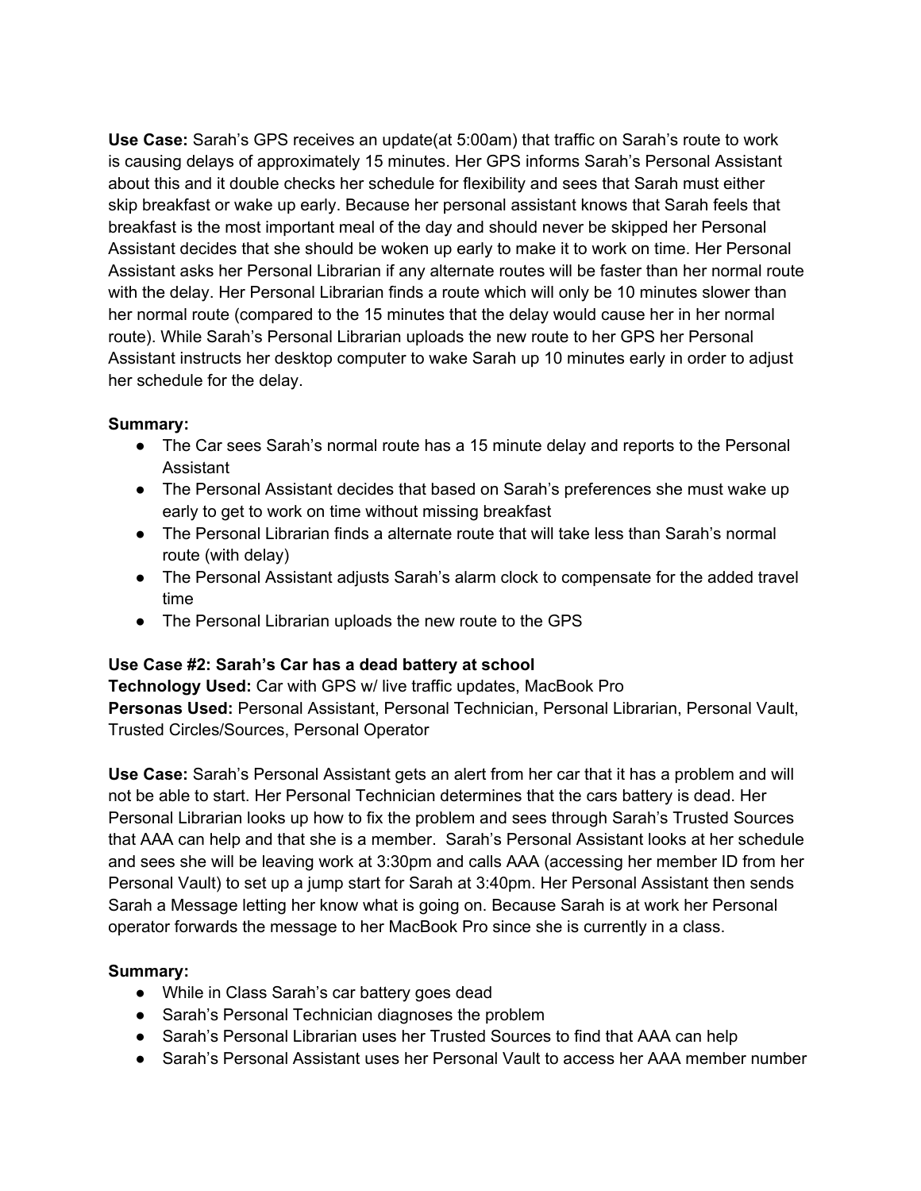**Use Case:** Sarah's GPS receives an update(at 5:00am) that traffic on Sarah's route to work is causing delays of approximately 15 minutes. Her GPS informs Sarah's Personal Assistant about this and it double checks her schedule for flexibility and sees that Sarah must either skip breakfast or wake up early. Because her personal assistant knows that Sarah feels that breakfast is the most important meal of the day and should never be skipped her Personal Assistant decides that she should be woken up early to make it to work on time. Her Personal Assistant asks her Personal Librarian if any alternate routes will be faster than her normal route with the delay. Her Personal Librarian finds a route which will only be 10 minutes slower than her normal route (compared to the 15 minutes that the delay would cause her in her normal route). While Sarah's Personal Librarian uploads the new route to her GPS her Personal Assistant instructs her desktop computer to wake Sarah up 10 minutes early in order to adjust her schedule for the delay.

**Summary:**

- The Car sees Sarah's normal route has a 15 minute delay and reports to the Personal Assistant
- The Personal Assistant decides that based on Sarah's preferences she must wake up early to get to work on time without missing breakfast
- The Personal Librarian finds a alternate route that will take less than Sarah's normal route (with delay)
- The Personal Assistant adjusts Sarah's alarm clock to compensate for the added travel time
- The Personal Librarian uploads the new route to the GPS

**Use Case #2: Sarah's Car has a dead battery at school**
**Technology Used:** Car with GPS w/ live traffic updates, MacBook Pro
**Personas Used:** Personal Assistant, Personal Technician, Personal Librarian, Personal Vault, Trusted Circles/Sources, Personal Operator

**Use Case:** Sarah's Personal Assistant gets an alert from her car that it has a problem and will not be able to start. Her Personal Technician determines that the cars battery is dead. Her Personal Librarian looks up how to fix the problem and sees through Sarah's Trusted Sources that AAA can help and that she is a member. Sarah's Personal Assistant looks at her schedule and sees she will be leaving work at 3:30pm and calls AAA (accessing her member ID from her Personal Vault) to set up a jump start for Sarah at 3:40pm. Her Personal Assistant then sends Sarah a Message letting her know what is going on. Because Sarah is at work her Personal operator forwards the message to her MacBook Pro since she is currently in a class.

**Summary:**

- While in Class Sarah's car battery goes dead
- Sarah's Personal Technician diagnoses the problem
- Sarah's Personal Librarian uses her Trusted Sources to find that AAA can help
- Sarah's Personal Assistant uses her Personal Vault to access her AAA member number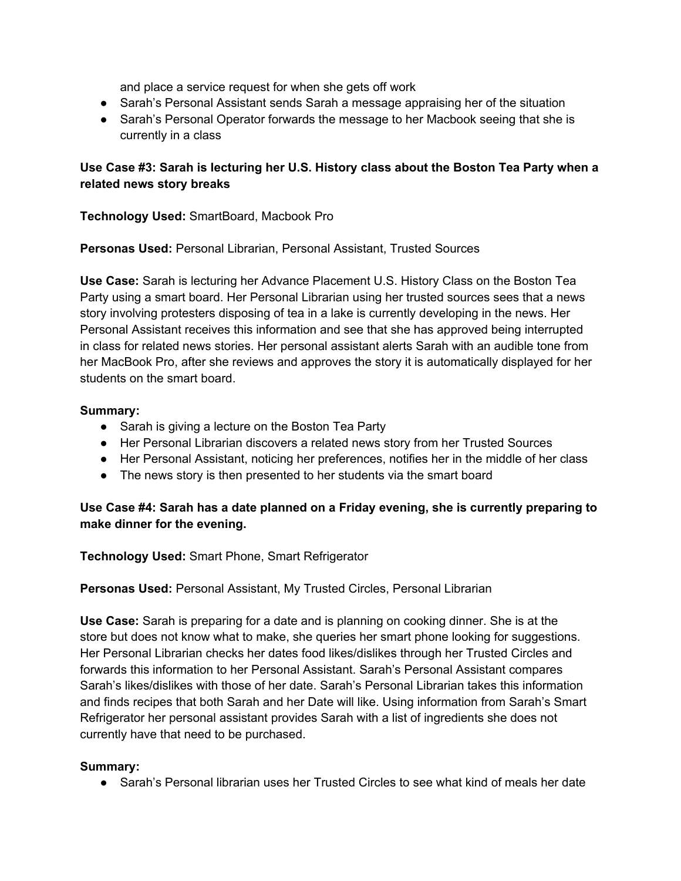and place a service request for when she gets off work

- Sarah's Personal Assistant sends Sarah a message appraising her of the situation
- Sarah's Personal Operator forwards the message to her Macbook seeing that she is currently in a class

**Use Case #3: Sarah is lecturing her U.S. History class about the Boston Tea Party when a related news story breaks**

**Technology Used:** SmartBoard, Macbook Pro

**Personas Used:** Personal Librarian, Personal Assistant, Trusted Sources

**Use Case:** Sarah is lecturing her Advance Placement U.S. History Class on the Boston Tea Party using a smart board. Her Personal Librarian using her trusted sources sees that a news story involving protesters disposing of tea in a lake is currently developing in the news. Her Personal Assistant receives this information and see that she has approved being interrupted in class for related news stories. Her personal assistant alerts Sarah with an audible tone from her MacBook Pro, after she reviews and approves the story it is automatically displayed for her students on the smart board.

**Summary:**

- Sarah is giving a lecture on the Boston Tea Party
- Her Personal Librarian discovers a related news story from her Trusted Sources
- Her Personal Assistant, noticing her preferences, notifies her in the middle of her class
- The news story is then presented to her students via the smart board

**Use Case #4: Sarah has a date planned on a Friday evening, she is currently preparing to make dinner for the evening.**

**Technology Used:** Smart Phone, Smart Refrigerator

**Personas Used:** Personal Assistant, My Trusted Circles, Personal Librarian

**Use Case:** Sarah is preparing for a date and is planning on cooking dinner. She is at the store but does not know what to make, she queries her smart phone looking for suggestions. Her Personal Librarian checks her dates food likes/dislikes through her Trusted Circles and forwards this information to her Personal Assistant. Sarah's Personal Assistant compares Sarah's likes/dislikes with those of her date. Sarah's Personal Librarian takes this information and finds recipes that both Sarah and her Date will like. Using information from Sarah's Smart Refrigerator her personal assistant provides Sarah with a list of ingredients she does not currently have that need to be purchased.

**Summary:**

- Sarah's Personal librarian uses her Trusted Circles to see what kind of meals her date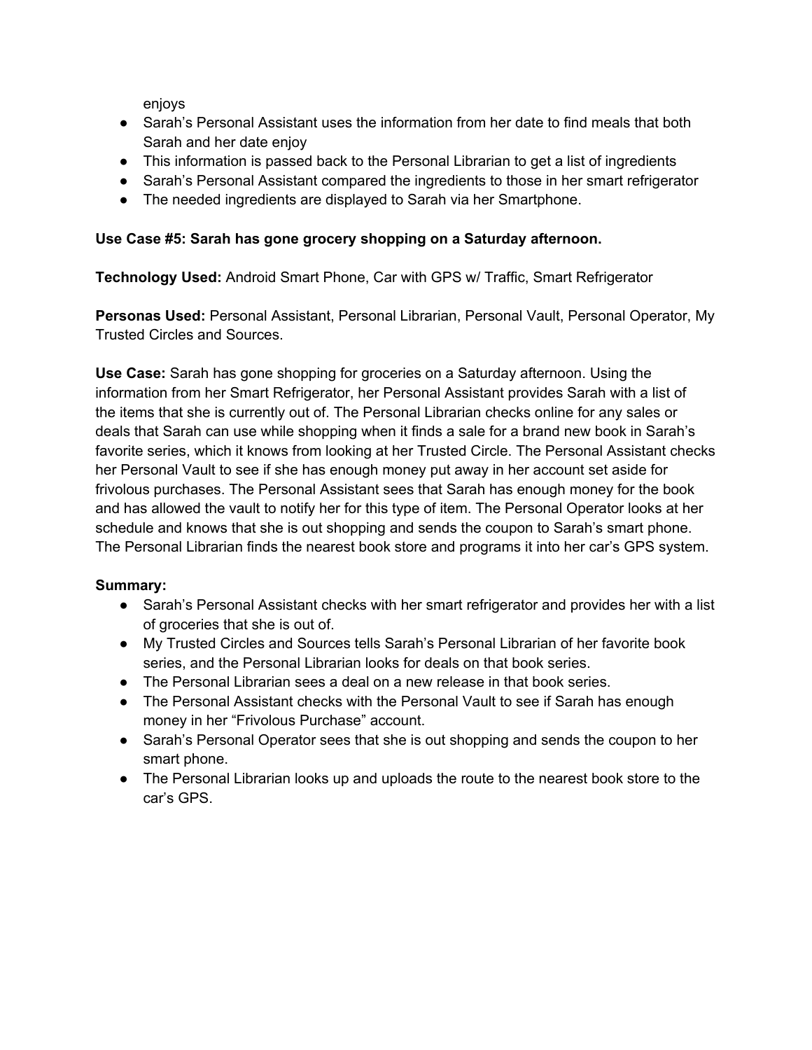enjoys

- Sarah's Personal Assistant uses the information from her date to find meals that both Sarah and her date enjoy
- This information is passed back to the Personal Librarian to get a list of ingredients
- Sarah's Personal Assistant compared the ingredients to those in her smart refrigerator
- The needed ingredients are displayed to Sarah via her Smartphone.

**Use Case #5: Sarah has gone grocery shopping on a Saturday afternoon.**

**Technology Used:** Android Smart Phone, Car with GPS w/ Traffic, Smart Refrigerator

**Personas Used:** Personal Assistant, Personal Librarian, Personal Vault, Personal Operator, My Trusted Circles and Sources.

**Use Case:** Sarah has gone shopping for groceries on a Saturday afternoon. Using the information from her Smart Refrigerator, her Personal Assistant provides Sarah with a list of the items that she is currently out of. The Personal Librarian checks online for any sales or deals that Sarah can use while shopping when it finds a sale for a brand new book in Sarah's favorite series, which it knows from looking at her Trusted Circle. The Personal Assistant checks her Personal Vault to see if she has enough money put away in her account set aside for frivolous purchases. The Personal Assistant sees that Sarah has enough money for the book and has allowed the vault to notify her for this type of item. The Personal Operator looks at her schedule and knows that she is out shopping and sends the coupon to Sarah's smart phone. The Personal Librarian finds the nearest book store and programs it into her car's GPS system.

**Summary:**

- Sarah's Personal Assistant checks with her smart refrigerator and provides her with a list of groceries that she is out of.
- My Trusted Circles and Sources tells Sarah's Personal Librarian of her favorite book series, and the Personal Librarian looks for deals on that book series.
- The Personal Librarian sees a deal on a new release in that book series.
- The Personal Assistant checks with the Personal Vault to see if Sarah has enough money in her "Frivolous Purchase" account.
- Sarah's Personal Operator sees that she is out shopping and sends the coupon to her smart phone.
- The Personal Librarian looks up and uploads the route to the nearest book store to the car's GPS.